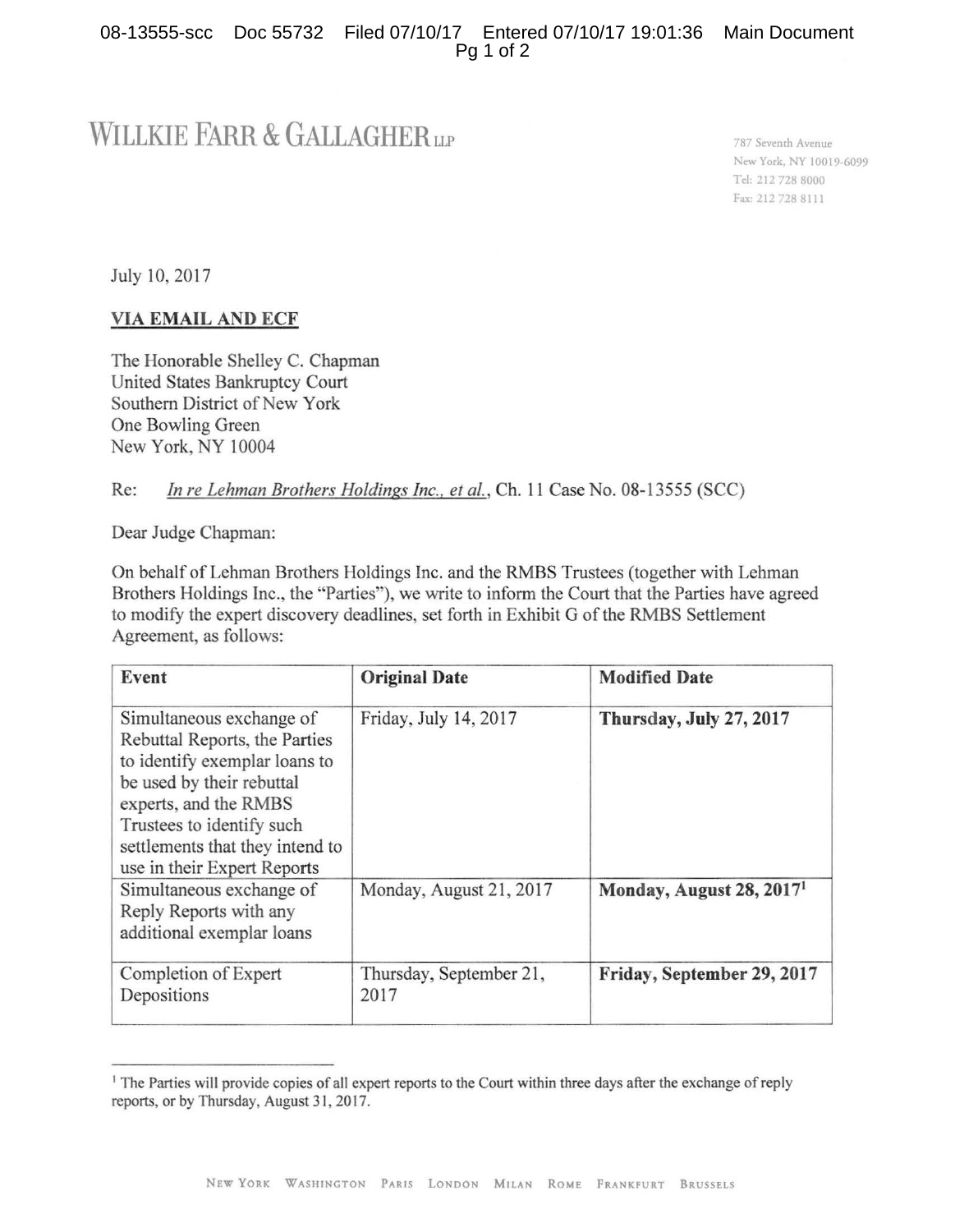WILLKIE FARR & GALLAGHER LLP

787 Seventh Avenue
New York, NY 10019-6099
Tel: 212 728 8000
Fax: 212 728 8111

July 10, 2017

**VIA EMAIL AND ECF**

The Honorable Shelley C. Chapman
United States Bankruptcy Court
Southern District of New York
One Bowling Green
New York, NY 10004

Re: *In re Lehman Brothers Holdings Inc., et al.*, Ch. 11 Case No. 08-13555 (SCC)

Dear Judge Chapman:

On behalf of Lehman Brothers Holdings Inc. and the RMBS Trustees (together with Lehman Brothers Holdings Inc., the "Parties"), we write to inform the Court that the Parties have agreed to modify the expert discovery deadlines, set forth in Exhibit G of the RMBS Settlement Agreement, as follows:

| Event | Original Date | Modified Date |
|---|---|---|
| Simultaneous exchange of Rebuttal Reports, the Parties to identify exemplar loans to be used by their rebuttal experts, and the RMBS Trustees to identify such settlements that they intend to use in their Expert Reports | Friday, July 14, 2017 | **Thursday, July 27, 2017** |
| Simultaneous exchange of Reply Reports with any additional exemplar loans | Monday, August 21, 2017 | **Monday, August 28, 2017**[1] |
| Completion of Expert Depositions | Thursday, September 21, 2017 | **Friday, September 29, 2017** |

[1] The Parties will provide copies of all expert reports to the Court within three days after the exchange of reply reports, or by Thursday, August 31, 2017.

NEW YORK WASHINGTON PARIS LONDON MILAN ROME FRANKFURT BRUSSELS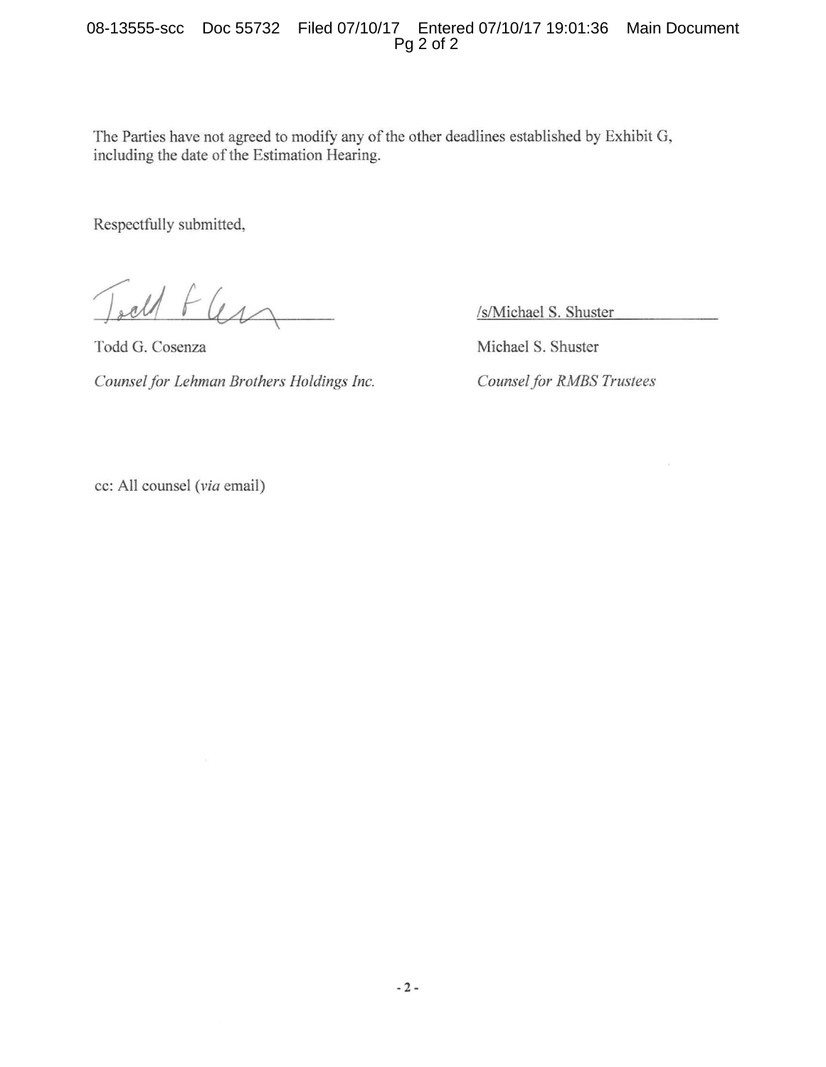The Parties have not agreed to modify any of the other deadlines established by Exhibit G, including the date of the Estimation Hearing.

Respectfully submitted,

| | |
|---|---|
| Todd G. Cosenza | /s/Michael S. Shuster |
| | Michael S. Shuster |
| *Counsel for Lehman Brothers Holdings Inc.* | *Counsel for RMBS Trustees* |

cc: All counsel (*via* email)